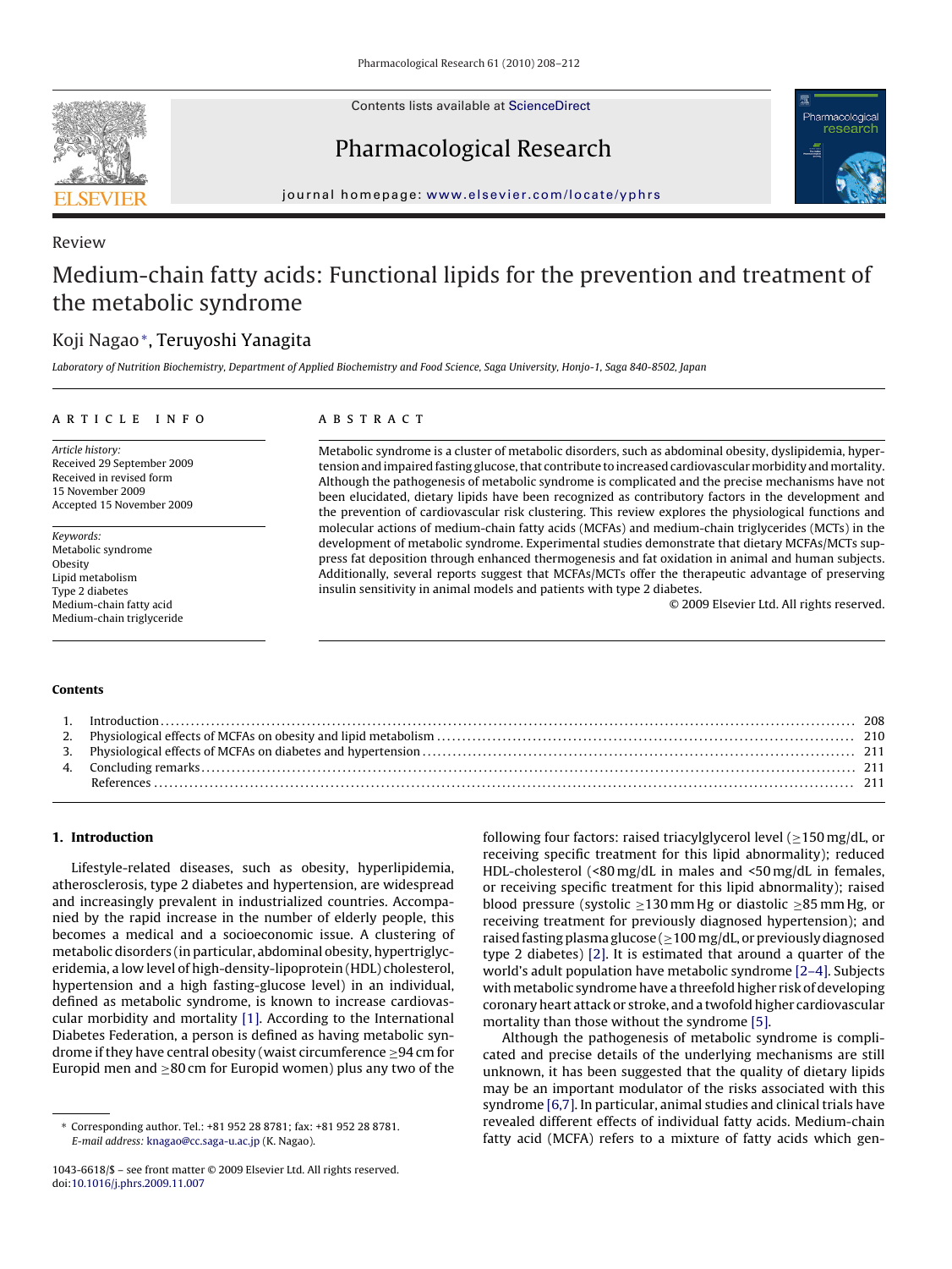Contents lists available at ScienceDirect

# Pharmacological Research

journal homepage: www.elsevier.com/locate/yphrs

Review

# Medium-chain fatty acids: Functional lipids for the prevention and treatment of the metabolic syndrome

Koji Nagao *, Teruyoshi Yanagita

*Laboratory of Nutrition Biochemistry, Department of Applied Biochemistry and Food Science, Saga University, Honjo-1, Saga 840-8502, Japan*

## ARTICLE INFO

*Article history:*
Received 29 September 2009
Received in revised form
15 November 2009
Accepted 15 November 2009

*Keywords:*
Metabolic syndrome
Obesity
Lipid metabolism
Type 2 diabetes
Medium-chain fatty acid
Medium-chain triglyceride

## ABSTRACT

Metabolic syndrome is a cluster of metabolic disorders, such as abdominal obesity, dyslipidemia, hypertension and impaired fasting glucose, that contribute to increased cardiovascular morbidity and mortality. Although the pathogenesis of metabolic syndrome is complicated and the precise mechanisms have not been elucidated, dietary lipids have been recognized as contributory factors in the development and the prevention of cardiovascular risk clustering. This review explores the physiological functions and molecular actions of medium-chain fatty acids (MCFAs) and medium-chain triglycerides (MCTs) in the development of metabolic syndrome. Experimental studies demonstrate that dietary MCFAs/MCTs suppress fat deposition through enhanced thermogenesis and fat oxidation in animal and human subjects. Additionally, several reports suggest that MCFAs/MCTs offer the therapeutic advantage of preserving insulin sensitivity in animal models and patients with type 2 diabetes.

© 2009 Elsevier Ltd. All rights reserved.

**Contents**

1. Introduction ........ 208
2. Physiological effects of MCFAs on obesity and lipid metabolism ........ 210
3. Physiological effects of MCFAs on diabetes and hypertension ........ 211
4. Concluding remarks ........ 211

References ........ 211

## 1. Introduction

Lifestyle-related diseases, such as obesity, hyperlipidemia, atherosclerosis, type 2 diabetes and hypertension, are widespread and increasingly prevalent in industrialized countries. Accompanied by the rapid increase in the number of elderly people, this becomes a medical and a socioeconomic issue. A clustering of metabolic disorders (in particular, abdominal obesity, hypertriglyceridemia, a low level of high-density-lipoprotein (HDL) cholesterol, hypertension and a high fasting-glucose level) in an individual, defined as metabolic syndrome, is known to increase cardiovascular morbidity and mortality [1]. According to the International Diabetes Federation, a person is defined as having metabolic syndrome if they have central obesity (waist circumference ≥94 cm for Europid men and ≥80 cm for Europid women) plus any two of the following four factors: raised triacylglycerol level (≥150 mg/dL, or receiving specific treatment for this lipid abnormality); reduced HDL-cholesterol (<80 mg/dL in males and <50 mg/dL in females, or receiving specific treatment for this lipid abnormality); raised blood pressure (systolic ≥130 mm Hg or diastolic ≥85 mm Hg, or receiving treatment for previously diagnosed hypertension); and raised fasting plasma glucose (≥100 mg/dL, or previously diagnosed type 2 diabetes) [2]. It is estimated that around a quarter of the world's adult population have metabolic syndrome [2–4]. Subjects with metabolic syndrome have a threefold higher risk of developing coronary heart attack or stroke, and a twofold higher cardiovascular mortality than those without the syndrome [5].

Although the pathogenesis of metabolic syndrome is complicated and precise details of the underlying mechanisms are still unknown, it has been suggested that the quality of dietary lipids may be an important modulator of the risks associated with this syndrome [6,7]. In particular, animal studies and clinical trials have revealed different effects of individual fatty acids. Medium-chain fatty acid (MCFA) refers to a mixture of fatty acids which gen-

* Corresponding author. Tel.: +81 952 28 8781; fax: +81 952 28 8781.
*E-mail address:* knagao@cc.saga-u.ac.jp (K. Nagao).

1043-6618/$ – see front matter © 2009 Elsevier Ltd. All rights reserved.
doi:10.1016/j.phrs.2009.11.007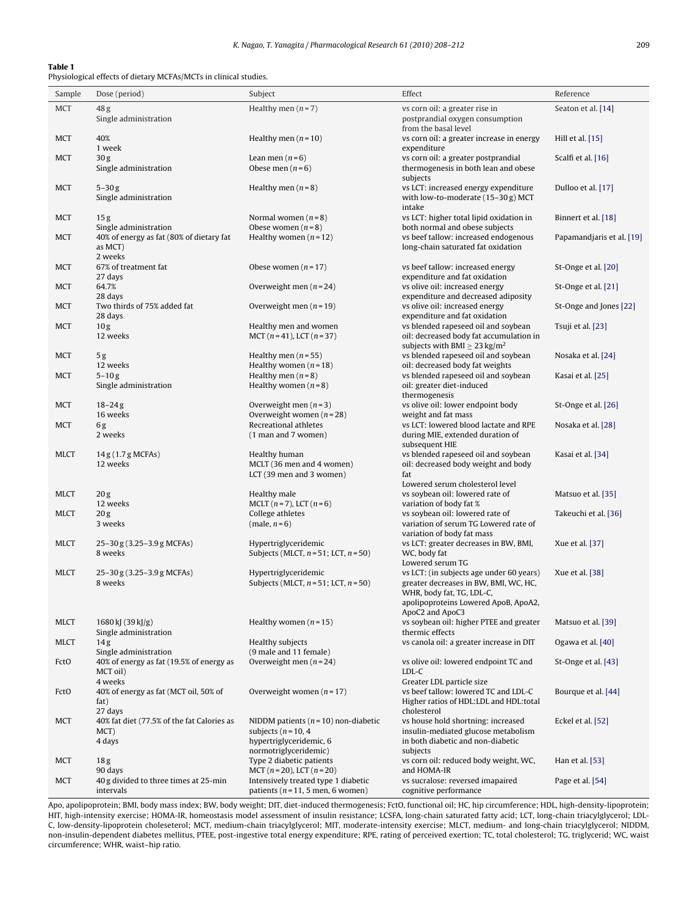**Table 1**
Physiological effects of dietary MCFAs/MCTs in clinical studies.

| Sample | Dose (period) | Subject | Effect | Reference |
|---|---|---|---|---|
| MCT | 48 g<br>Single administration | Healthy men ($n = 7$) | vs corn oil: a greater rise in postprandial oxygen consumption from the basal level | Seaton et al. [14] |
| MCT | 40%<br>1 week | Healthy men ($n = 10$) | vs corn oil: a greater increase in energy expenditure | Hill et al. [15] |
| MCT | 30 g<br>Single administration | Lean men ($n = 6$)<br>Obese men ($n = 6$) | vs corn oil: a greater postprandial thermogenesis in both lean and obese subjects | Scalfi et al. [16] |
| MCT | 5–30 g<br>Single administration | Healthy men ($n = 8$) | vs LCT: increased energy expenditure with low-to-moderate (15–30 g) MCT intake | Dulloo et al. [17] |
| MCT | 15 g<br>Single administration | Normal women ($n = 8$)<br>Obese women ($n = 8$) | vs LCT: higher total lipid oxidation in both normal and obese subjects | Binnert et al. [18] |
| MCT | 40% of energy as fat (80% of dietary fat as MCT)<br>2 weeks | Healthy women ($n = 12$) | vs beef tallow: increased endogenous long-chain saturated fat oxidation | Papamandjaris et al. [19] |
| MCT | 67% of treatment fat<br>27 days | Obese women ($n = 17$) | vs beef tallow: increased energy expenditure and fat oxidation | St-Onge et al. [20] |
| MCT | 64.7%<br>28 days | Overweight men ($n = 24$) | vs olive oil: increased energy expenditure and decreased adiposity | St-Onge et al. [21] |
| MCT | Two thirds of 75% added fat<br>28 days | Overweight men ($n = 19$) | vs olive oil: increased energy expenditure and fat oxidation | St-Onge and Jones [22] |
| MCT | 10 g<br>12 weeks | Healthy men and women<br>MCT ($n = 41$), LCT ($n = 37$) | vs blended rapeseed oil and soybean oil: decreased body fat accumulation in subjects with BMI $\geq 23\,\text{kg/m}^2$ | Tsuji et al. [23] |
| MCT | 5 g<br>12 weeks | Healthy men ($n = 55$)<br>Healthy women ($n = 18$) | vs blended rapeseed oil and soybean oil: decreased body fat weights | Nosaka et al. [24] |
| MCT | 5–10 g<br>Single administration | Healthy men ($n = 8$)<br>Healthy women ($n = 8$) | vs blended rapeseed oil and soybean oil: greater diet-induced thermogenesis | Kasai et al. [25] |
| MCT | 18–24 g<br>16 weeks | Overweight men ($n = 3$)<br>Overweight women ($n = 28$) | vs olive oil: lower endpoint body weight and fat mass | St-Onge et al. [26] |
| MCT | 6 g<br>2 weeks | Recreational athletes<br>(1 man and 7 women) | vs LCT: lowered blood lactate and RPE during MIE, extended duration of subsequent HIE | Nosaka et al. [28] |
| MLCT | 14 g (1.7 g MCFAs)<br>12 weeks | Healthy human<br>MCLT (36 men and 4 women)<br>LCT (39 men and 3 women) | vs blended rapeseed oil and soybean oil: decreased body weight and body fat<br>Lowered serum cholesterol level | Kasai et al. [34] |
| MLCT | 20 g<br>12 weeks | Healthy male<br>MCLT ($n = 7$), LCT ($n = 6$) | vs soybean oil: lowered rate of variation of body fat % | Matsuo et al. [35] |
| MLCT | 20 g<br>3 weeks | College athletes<br>(male, $n = 6$) | vs soybean oil: lowered rate of variation of serum TG Lowered rate of variation of body fat mass | Takeuchi et al. [36] |
| MLCT | 25–30 g (3.25–3.9 g MCFAs)<br>8 weeks | Hypertriglyceridemic<br>Subjects (MLCT, $n = 51$; LCT, $n = 50$) | vs LCT: greater decreases in BW, BMI, WC, body fat<br>Lowered serum TG | Xue et al. [37] |
| MLCT | 25–30 g (3.25–3.9 g MCFAs)<br>8 weeks | Hypertriglyceridemic<br>Subjects (MLCT, $n = 51$; LCT, $n = 50$) | vs LCT: (in subjects age under 60 years) greater decreases in BW, BMI, WC, HC, WHR, body fat, TG, LDL-C, apolipoproteins Lowered ApoB, ApoA2, ApoC2 and ApoC3 | Xue et al. [38] |
| MLCT | 1680 kJ (39 kJ/g)<br>Single administration | Healthy women ($n = 15$) | vs soybean oil: higher PTEE and greater thermic effects | Matsuo et al. [39] |
| MLCT | 14 g<br>Single administration | Healthy subjects<br>(9 male and 11 female) | vs canola oil: a greater increase in DIT | Ogawa et al. [40] |
| FctO | 40% of energy as fat (19.5% of energy as MCT oil)<br>4 weeks | Overweight men ($n = 24$) | vs olive oil: lowered endpoint TC and LDL-C<br>Greater LDL particle size | St-Onge et al. [43] |
| FctO | 40% of energy as fat (MCT oil, 50% of fat)<br>27 days | Overweight women ($n = 17$) | vs beef tallow: lowered TC and LDL-C Higher ratios of HDL:LDL and HDL:total cholesterol | Bourque et al. [44] |
| MCT | 40% fat diet (77.5% of the fat Calories as MCT)<br>4 days | NIDDM patients ($n = 10$) non-diabetic subjects ($n = 10$, 4 hypertriglyceridemic, 6 normotriglyceridemic) | vs house hold shortning: increased insulin-mediated glucose metabolism in both diabetic and non-diabetic subjects | Eckel et al. [52] |
| MCT | 18 g<br>90 days | Type 2 diabetic patients<br>MCT ($n = 20$), LCT ($n = 20$) | vs corn oil: reduced body weight, WC, and HOMA-IR | Han et al. [53] |
| MCT | 40 g divided to three times at 25-min intervals | Intensively treated type 1 diabetic patients ($n = 11$, 5 men, 6 women) | vs sucralose: reversed imapaired cognitive performance | Page et al. [54] |

Apo, apolipoprotein; BMI, body mass index; BW, body weight; DIT, diet-induced thermogenesis; FctO, functional oil; HC, hip circumference; HDL, high-density-lipoprotein; HIT, high-intensity exercise; HOMA-IR, homeostasis model assessment of insulin resistance; LCSFA, long-chain saturated fatty acid; LCT, long-chain triacylglycerol; LDL-C, low-density-lipoprotein choleseterol; MCT, medium-chain triacylglycerol; MIT, moderate-intensity exercise; MLCT, medium- and long-chain triacylglycerol; NIDDM, non-insulin-dependent diabetes mellitus, PTEE, post-ingestive total energy expenditure; RPE, rating of perceived exertion; TC, total cholesterol; TG, triglycerid; WC, waist circumference; WHR, waist–hip ratio.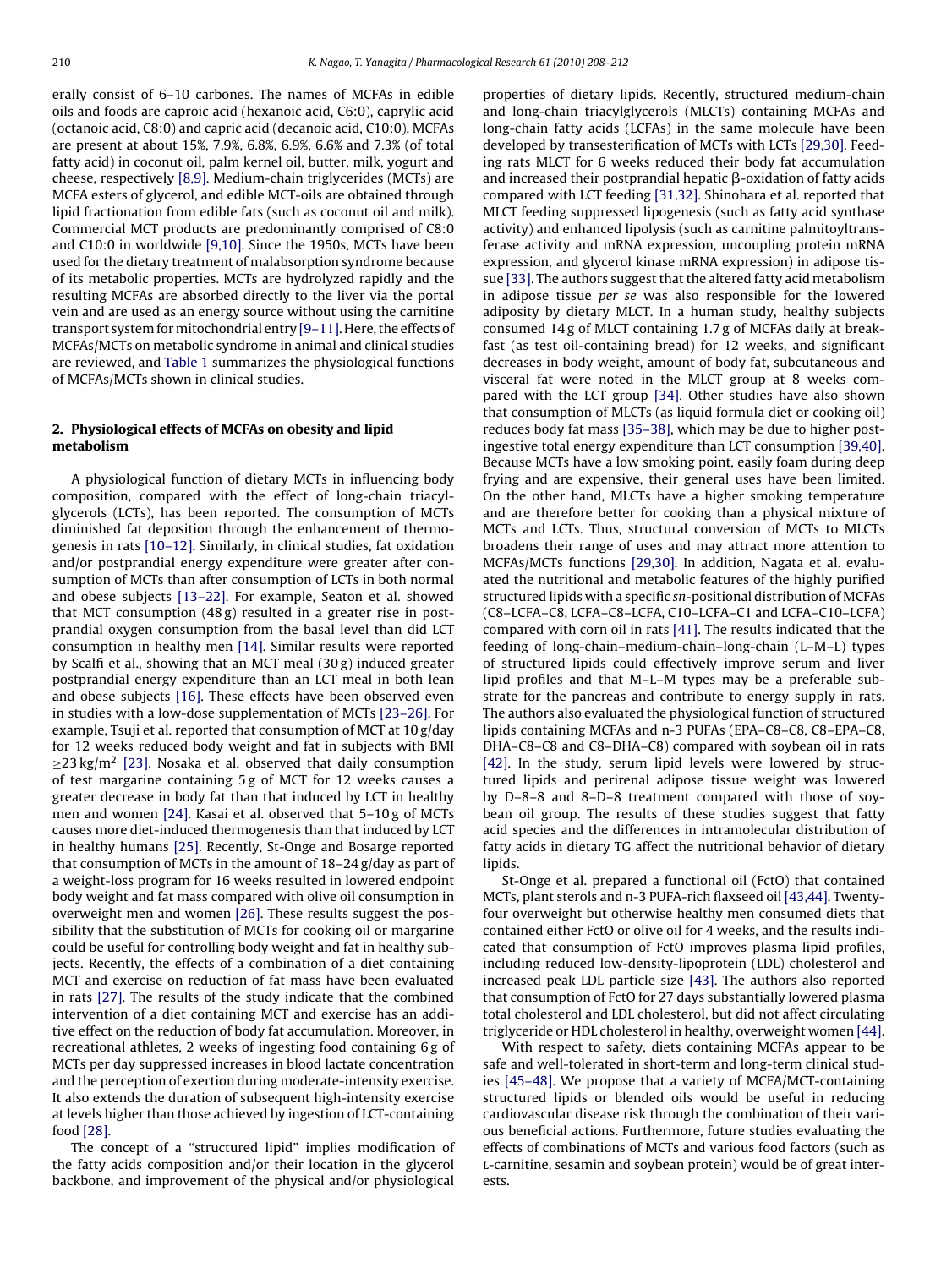erally consist of 6–10 carbones. The names of MCFAs in edible oils and foods are caproic acid (hexanoic acid, C6:0), caprylic acid (octanoic acid, C8:0) and capric acid (decanoic acid, C10:0). MCFAs are present at about 15%, 7.9%, 6.8%, 6.9%, 6.6% and 7.3% (of total fatty acid) in coconut oil, palm kernel oil, butter, milk, yogurt and cheese, respectively [8,9]. Medium-chain triglycerides (MCTs) are MCFA esters of glycerol, and edible MCT-oils are obtained through lipid fractionation from edible fats (such as coconut oil and milk). Commercial MCT products are predominantly comprised of C8:0 and C10:0 in worldwide [9,10]. Since the 1950s, MCTs have been used for the dietary treatment of malabsorption syndrome because of its metabolic properties. MCTs are hydrolyzed rapidly and the resulting MCFAs are absorbed directly to the liver via the portal vein and are used as an energy source without using the carnitine transport system for mitochondrial entry [9–11]. Here, the effects of MCFAs/MCTs on metabolic syndrome in animal and clinical studies are reviewed, and Table 1 summarizes the physiological functions of MCFAs/MCTs shown in clinical studies.

## 2. Physiological effects of MCFAs on obesity and lipid metabolism

A physiological function of dietary MCTs in influencing body composition, compared with the effect of long-chain triacylglycerols (LCTs), has been reported. The consumption of MCTs diminished fat deposition through the enhancement of thermogenesis in rats [10–12]. Similarly, in clinical studies, fat oxidation and/or postprandial energy expenditure were greater after consumption of MCTs than after consumption of LCTs in both normal and obese subjects [13–22]. For example, Seaton et al. showed that MCT consumption (48 g) resulted in a greater rise in postprandial oxygen consumption from the basal level than did LCT consumption in healthy men [14]. Similar results were reported by Scalfi et al., showing that an MCT meal (30 g) induced greater postprandial energy expenditure than an LCT meal in both lean and obese subjects [16]. These effects have been observed even in studies with a low-dose supplementation of MCTs [23–26]. For example, Tsuji et al. reported that consumption of MCT at 10 g/day for 12 weeks reduced body weight and fat in subjects with BMI $\geq$23 kg/m$^2$ [23]. Nosaka et al. observed that daily consumption of test margarine containing 5 g of MCT for 12 weeks causes a greater decrease in body fat than that induced by LCT in healthy men and women [24]. Kasai et al. observed that 5–10 g of MCTs causes more diet-induced thermogenesis than that induced by LCT in healthy humans [25]. Recently, St-Onge and Bosarge reported that consumption of MCTs in the amount of 18–24 g/day as part of a weight-loss program for 16 weeks resulted in lowered endpoint body weight and fat mass compared with olive oil consumption in overweight men and women [26]. These results suggest the possibility that the substitution of MCTs for cooking oil or margarine could be useful for controlling body weight and fat in healthy subjects. Recently, the effects of a combination of a diet containing MCT and exercise on reduction of fat mass have been evaluated in rats [27]. The results of the study indicate that the combined intervention of a diet containing MCT and exercise has an additive effect on the reduction of body fat accumulation. Moreover, in recreational athletes, 2 weeks of ingesting food containing 6 g of MCTs per day suppressed increases in blood lactate concentration and the perception of exertion during moderate-intensity exercise. It also extends the duration of subsequent high-intensity exercise at levels higher than those achieved by ingestion of LCT-containing food [28].

The concept of a "structured lipid" implies modification of the fatty acids composition and/or their location in the glycerol backbone, and improvement of the physical and/or physiological properties of dietary lipids. Recently, structured medium-chain and long-chain triacylglycerols (MLCTs) containing MCFAs and long-chain fatty acids (LCFAs) in the same molecule have been developed by transesterification of MCTs with LCTs [29,30]. Feeding rats MLCT for 6 weeks reduced their body fat accumulation and increased their postprandial hepatic β-oxidation of fatty acids compared with LCT feeding [31,32]. Shinohara et al. reported that MLCT feeding suppressed lipogenesis (such as fatty acid synthase activity) and enhanced lipolysis (such as carnitine palmitoyltransferase activity and mRNA expression, uncoupling protein mRNA expression, and glycerol kinase mRNA expression) in adipose tissue [33]. The authors suggest that the altered fatty acid metabolism in adipose tissue *per se* was also responsible for the lowered adiposity by dietary MLCT. In a human study, healthy subjects consumed 14 g of MLCT containing 1.7 g of MCFAs daily at breakfast (as test oil-containing bread) for 12 weeks, and significant decreases in body weight, amount of body fat, subcutaneous and visceral fat were noted in the MLCT group at 8 weeks compared with the LCT group [34]. Other studies have also shown that consumption of MLCTs (as liquid formula diet or cooking oil) reduces body fat mass [35–38], which may be due to higher postingestive total energy expenditure than LCT consumption [39,40]. Because MCTs have a low smoking point, easily foam during deep frying and are expensive, their general uses have been limited. On the other hand, MLCTs have a higher smoking temperature and are therefore better for cooking than a physical mixture of MCTs and LCTs. Thus, structural conversion of MCTs to MLCTs broadens their range of uses and may attract more attention to MCFAs/MCTs functions [29,30]. In addition, Nagata et al. evaluated the nutritional and metabolic features of the highly purified structured lipids with a specific *sn*-positional distribution of MCFAs (C8–LCFA–C8, LCFA–C8–LCFA, C10–LCFA–C1 and LCFA–C10–LCFA) compared with corn oil in rats [41]. The results indicated that the feeding of long-chain–medium-chain–long-chain (L–M–L) types of structured lipids could effectively improve serum and liver lipid profiles and that M–L–M types may be a preferable substrate for the pancreas and contribute to energy supply in rats. The authors also evaluated the physiological function of structured lipids containing MCFAs and n-3 PUFAs (EPA–C8–C8, C8–EPA–C8, DHA–C8–C8 and C8–DHA–C8) compared with soybean oil in rats [42]. In the study, serum lipid levels were lowered by structured lipids and perirenal adipose tissue weight was lowered by D–8–8 and 8–D–8 treatment compared with those of soybean oil group. The results of these studies suggest that fatty acid species and the differences in intramolecular distribution of fatty acids in dietary TG affect the nutritional behavior of dietary lipids.

St-Onge et al. prepared a functional oil (FctO) that contained MCTs, plant sterols and n-3 PUFA-rich flaxseed oil [43,44]. Twenty-four overweight but otherwise healthy men consumed diets that contained either FctO or olive oil for 4 weeks, and the results indicated that consumption of FctO improves plasma lipid profiles, including reduced low-density-lipoprotein (LDL) cholesterol and increased peak LDL particle size [43]. The authors also reported that consumption of FctO for 27 days substantially lowered plasma total cholesterol and LDL cholesterol, but did not affect circulating triglyceride or HDL cholesterol in healthy, overweight women [44].

With respect to safety, diets containing MCFAs appear to be safe and well-tolerated in short-term and long-term clinical studies [45–48]. We propose that a variety of MCFA/MCT-containing structured lipids or blended oils would be useful in reducing cardiovascular disease risk through the combination of their various beneficial actions. Furthermore, future studies evaluating the effects of combinations of MCTs and various food factors (such as L-carnitine, sesamin and soybean protein) would be of great interests.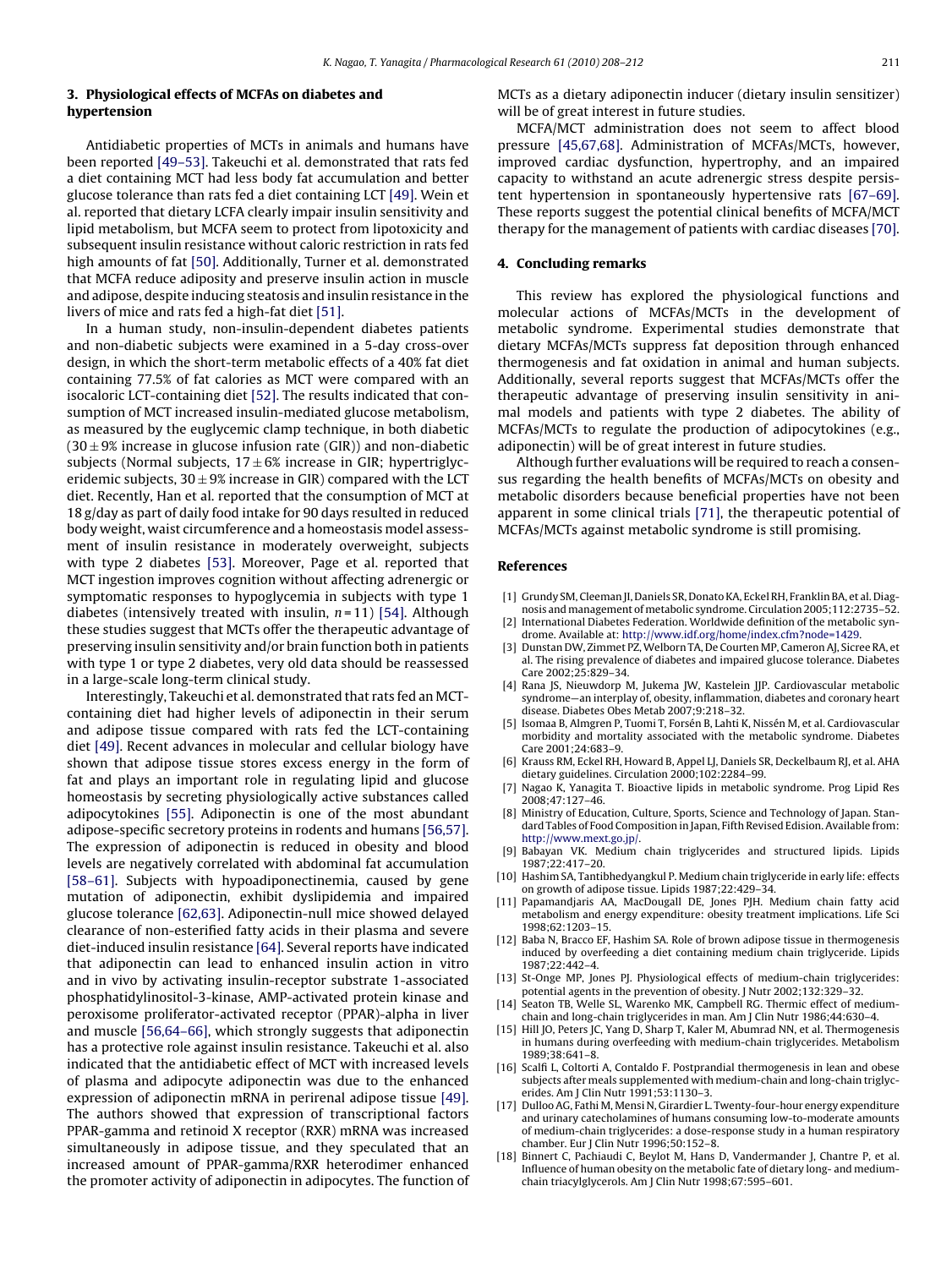## 3. Physiological effects of MCFAs on diabetes and hypertension

Antidiabetic properties of MCTs in animals and humans have been reported [49–53]. Takeuchi et al. demonstrated that rats fed a diet containing MCT had less body fat accumulation and better glucose tolerance than rats fed a diet containing LCT [49]. Wein et al. reported that dietary LCFA clearly impair insulin sensitivity and lipid metabolism, but MCFA seem to protect from lipotoxicity and subsequent insulin resistance without caloric restriction in rats fed high amounts of fat [50]. Additionally, Turner et al. demonstrated that MCFA reduce adiposity and preserve insulin action in muscle and adipose, despite inducing steatosis and insulin resistance in the livers of mice and rats fed a high-fat diet [51].

In a human study, non-insulin-dependent diabetes patients and non-diabetic subjects were examined in a 5-day cross-over design, in which the short-term metabolic effects of a 40% fat diet containing 77.5% of fat calories as MCT were compared with an isocaloric LCT-containing diet [52]. The results indicated that consumption of MCT increased insulin-mediated glucose metabolism, as measured by the euglycemic clamp technique, in both diabetic ($30 \pm 9$% increase in glucose infusion rate (GIR)) and non-diabetic subjects (Normal subjects, $17 \pm 6$% increase in GIR; hypertriglyceridemic subjects, $30 \pm 9$% increase in GIR) compared with the LCT diet. Recently, Han et al. reported that the consumption of MCT at 18 g/day as part of daily food intake for 90 days resulted in reduced body weight, waist circumference and a homeostasis model assessment of insulin resistance in moderately overweight, subjects with type 2 diabetes [53]. Moreover, Page et al. reported that MCT ingestion improves cognition without affecting adrenergic or symptomatic responses to hypoglycemia in subjects with type 1 diabetes (intensively treated with insulin, $n = 11$) [54]. Although these studies suggest that MCTs offer the therapeutic advantage of preserving insulin sensitivity and/or brain function both in patients with type 1 or type 2 diabetes, very old data should be reassessed in a large-scale long-term clinical study.

Interestingly, Takeuchi et al. demonstrated that rats fed an MCT-containing diet had higher levels of adiponectin in their serum and adipose tissue compared with rats fed the LCT-containing diet [49]. Recent advances in molecular and cellular biology have shown that adipose tissue stores excess energy in the form of fat and plays an important role in regulating lipid and glucose homeostasis by secreting physiologically active substances called adipocytokines [55]. Adiponectin is one of the most abundant adipose-specific secretory proteins in rodents and humans [56,57]. The expression of adiponectin is reduced in obesity and blood levels are negatively correlated with abdominal fat accumulation [58–61]. Subjects with hypoadiponectinemia, caused by gene mutation of adiponectin, exhibit dyslipidemia and impaired glucose tolerance [62,63]. Adiponectin-null mice showed delayed clearance of non-esterified fatty acids in their plasma and severe diet-induced insulin resistance [64]. Several reports have indicated that adiponectin can lead to enhanced insulin action in vitro and in vivo by activating insulin-receptor substrate 1-associated phosphatidylinositol-3-kinase, AMP-activated protein kinase and peroxisome proliferator-activated receptor (PPAR)-alpha in liver and muscle [56,64–66], which strongly suggests that adiponectin has a protective role against insulin resistance. Takeuchi et al. also indicated that the antidiabetic effect of MCT with increased levels of plasma and adipocyte adiponectin was due to the enhanced expression of adiponectin mRNA in perirenal adipose tissue [49]. The authors showed that expression of transcriptional factors PPAR-gamma and retinoid X receptor (RXR) mRNA was increased simultaneously in adipose tissue, and they speculated that an increased amount of PPAR-gamma/RXR heterodimer enhanced the promoter activity of adiponectin in adipocytes. The function of MCTs as a dietary adiponectin inducer (dietary insulin sensitizer) will be of great interest in future studies.

MCFA/MCT administration does not seem to affect blood pressure [45,67,68]. Administration of MCFAs/MCTs, however, improved cardiac dysfunction, hypertrophy, and an impaired capacity to withstand an acute adrenergic stress despite persistent hypertension in spontaneously hypertensive rats [67–69]. These reports suggest the potential clinical benefits of MCFA/MCT therapy for the management of patients with cardiac diseases [70].

## 4. Concluding remarks

This review has explored the physiological functions and molecular actions of MCFAs/MCTs in the development of metabolic syndrome. Experimental studies demonstrate that dietary MCFAs/MCTs suppress fat deposition through enhanced thermogenesis and fat oxidation in animal and human subjects. Additionally, several reports suggest that MCFAs/MCTs offer the therapeutic advantage of preserving insulin sensitivity in animal models and patients with type 2 diabetes. The ability of MCFAs/MCTs to regulate the production of adipocytokines (e.g., adiponectin) will be of great interest in future studies.

Although further evaluations will be required to reach a consensus regarding the health benefits of MCFAs/MCTs on obesity and metabolic disorders because beneficial properties have not been apparent in some clinical trials [71], the therapeutic potential of MCFAs/MCTs against metabolic syndrome is still promising.

## References

[1] Grundy SM, Cleeman JI, Daniels SR, Donato KA, Eckel RH, Franklin BA, et al. Diagnosis and management of metabolic syndrome. Circulation 2005;112:2735–52.

[2] International Diabetes Federation. Worldwide definition of the metabolic syndrome. Available at: http://www.idf.org/home/index.cfm?node=1429.

[3] Dunstan DW, Zimmet PZ, Welborn TA, De Courten MP, Cameron AJ, Sicree RA, et al. The rising prevalence of diabetes and impaired glucose tolerance. Diabetes Care 2002;25:829–34.

[4] Rana JS, Nieuwdorp M, Jukema JW, Kastelein JJP. Cardiovascular metabolic syndrome—an interplay of, obesity, inflammation, diabetes and coronary heart disease. Diabetes Obes Metab 2007;9:218–32.

[5] Isomaa B, Almgren P, Tuomi T, Forsén B, Lahti K, Nissén M, et al. Cardiovascular morbidity and mortality associated with the metabolic syndrome. Diabetes Care 2001;24:683–9.

[6] Krauss RM, Eckel RH, Howard B, Appel LJ, Daniels SR, Deckelbaum RJ, et al. AHA dietary guidelines. Circulation 2000;102:2284–99.

[7] Nagao K, Yanagita T. Bioactive lipids in metabolic syndrome. Prog Lipid Res 2008;47:127–46.

[8] Ministry of Education, Culture, Sports, Science and Technology of Japan. Standard Tables of Food Composition in Japan, Fifth Revised Edision. Available from: http://www.mext.go.jp/.

[9] Babayan VK. Medium chain triglycerides and structured lipids. Lipids 1987;22:417–20.

[10] Hashim SA, Tantibhedyangkul P. Medium chain triglyceride in early life: effects on growth of adipose tissue. Lipids 1987;22:429–34.

[11] Papamandjaris AA, MacDougall DE, Jones PJH. Medium chain fatty acid metabolism and energy expenditure: obesity treatment implications. Life Sci 1998;62:1203–15.

[12] Baba N, Bracco EF, Hashim SA. Role of brown adipose tissue in thermogenesis induced by overfeeding a diet containing medium chain triglyceride. Lipids 1987;22:442–4.

[13] St-Onge MP, Jones PJ. Physiological effects of medium-chain triglycerides: potential agents in the prevention of obesity. J Nutr 2002;132:329–32.

[14] Seaton TB, Welle SL, Warenko MK, Campbell RG. Thermic effect of medium-chain and long-chain triglycerides in man. Am J Clin Nutr 1986;44:630–4.

[15] Hill JO, Peters JC, Yang D, Sharp T, Kaler M, Abumrad NN, et al. Thermogenesis in humans during overfeeding with medium-chain triglycerides. Metabolism 1989;38:641–8.

[16] Scalfi L, Coltorti A, Contaldo F. Postprandial thermogenesis in lean and obese subjects after meals supplemented with medium-chain and long-chain triglycerides. Am J Clin Nutr 1991;53:1130–3.

[17] Dulloo AG, Fathi M, Mensi N, Girardier L. Twenty-four-hour energy expenditure and urinary catecholamines of humans consuming low-to-moderate amounts of medium-chain triglycerides: a dose-response study in a human respiratory chamber. Eur J Clin Nutr 1996;50:152–8.

[18] Binnert C, Pachiaudi C, Beylot M, Hans D, Vandermander J, Chantre P, et al. Influence of human obesity on the metabolic fate of dietary long- and medium-chain triacylglycerols. Am J Clin Nutr 1998;67:595–601.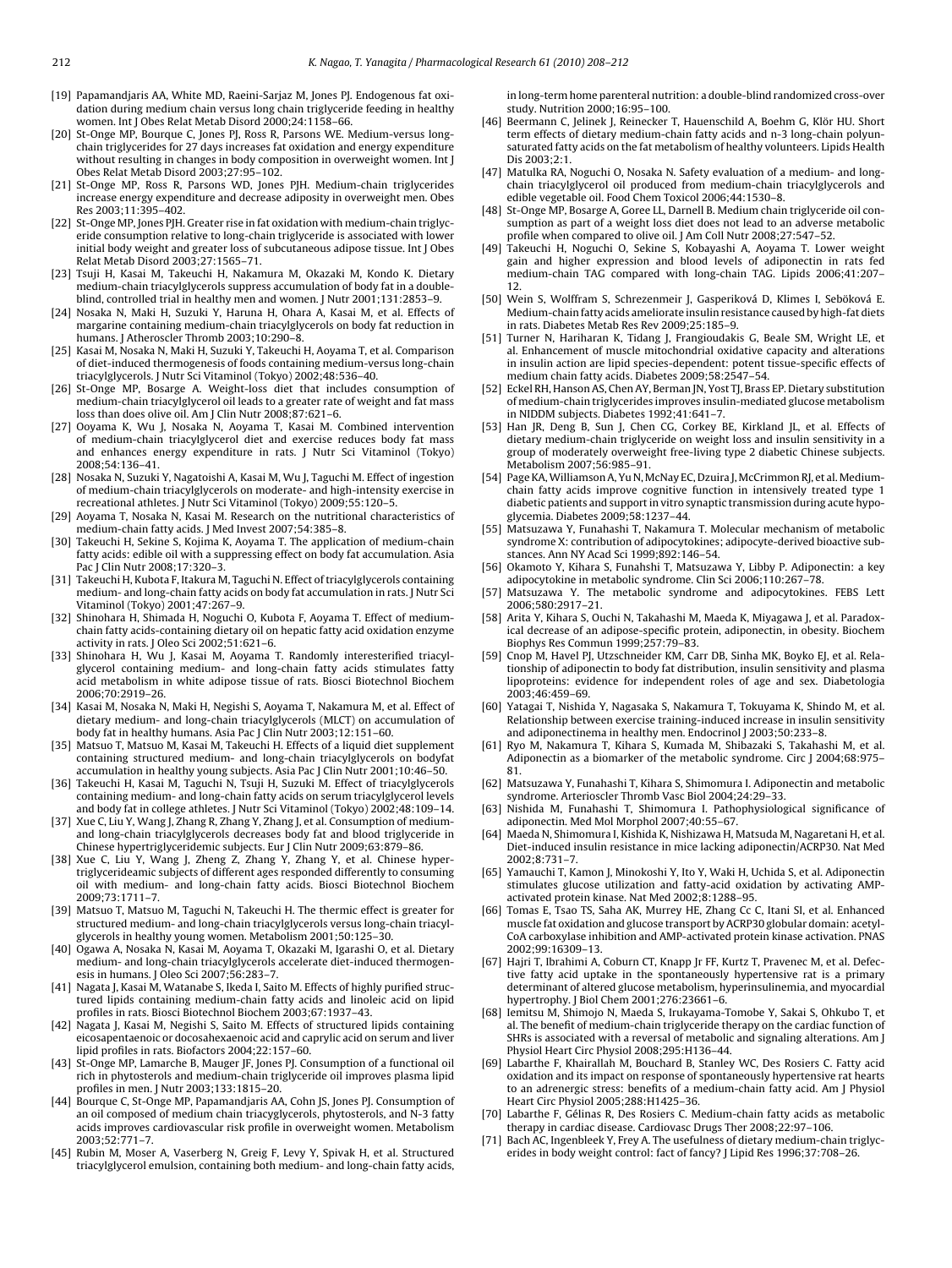[19] Papamandjaris AA, White MD, Raeini-Sarjaz M, Jones PJ. Endogenous fat oxidation during medium chain versus long chain triglyceride feeding in healthy women. Int J Obes Relat Metab Disord 2000;24:1158–66.

[20] St-Onge MP, Bourque C, Jones PJ, Ross R, Parsons WE. Medium-versus long-chain triglycerides for 27 days increases fat oxidation and energy expenditure without resulting in changes in body composition in overweight women. Int J Obes Relat Metab Disord 2003;27:95–102.

[21] St-Onge MP, Ross R, Parsons WD, Jones PJH. Medium-chain triglycerides increase energy expenditure and decrease adiposity in overweight men. Obes Res 2003;11:395–402.

[22] St-Onge MP, Jones PJH. Greater rise in fat oxidation with medium-chain triglyceride consumption relative to long-chain triglyceride is associated with lower initial body weight and greater loss of subcutaneous adipose tissue. Int J Obes Relat Metab Disord 2003;27:1565–71.

[23] Tsuji H, Kasai M, Takeuchi H, Nakamura M, Okazaki M, Kondo K. Dietary medium-chain triacylglycerols suppress accumulation of body fat in a double-blind, controlled trial in healthy men and women. J Nutr 2001;131:2853–9.

[24] Nosaka N, Maki H, Suzuki Y, Haruna H, Ohara A, Kasai M, et al. Effects of margarine containing medium-chain triacylglycerols on body fat reduction in humans. J Atheroscler Thromb 2003;10:290–8.

[25] Kasai M, Nosaka N, Maki H, Suzuki Y, Takeuchi H, Aoyama T, et al. Comparison of diet-induced thermogenesis of foods containing medium-versus long-chain triacylglycerols. J Nutr Sci Vitaminol (Tokyo) 2002;48:536–40.

[26] St-Onge MP, Bosarge A. Weight-loss diet that includes consumption of medium-chain triacylglycerol oil leads to a greater rate of weight and fat mass loss than does olive oil. Am J Clin Nutr 2008;87:621–6.

[27] Ooyama K, Wu J, Nosaka N, Aoyama T, Kasai M. Combined intervention of medium-chain triacylglycerol diet and exercise reduces body fat mass and enhances energy expenditure in rats. J Nutr Sci Vitaminol (Tokyo) 2008;54:136–41.

[28] Nosaka N, Suzuki Y, Nagatoishi A, Kasai M, Wu J, Taguchi M. Effect of ingestion of medium-chain triacylglycerols on moderate- and high-intensity exercise in recreational athletes. J Nutr Sci Vitaminol (Tokyo) 2009;55:120–5.

[29] Aoyama T, Nosaka N, Kasai M. Research on the nutritional characteristics of medium-chain fatty acids. J Med Invest 2007;54:385–8.

[30] Takeuchi H, Sekine S, Kojima K, Aoyama T. The application of medium-chain fatty acids: edible oil with a suppressing effect on body fat accumulation. Asia Pac J Clin Nutr 2008;17:320–3.

[31] Takeuchi H, Kubota F, Itakura M, Taguchi N. Effect of triacylglycerols containing medium- and long-chain fatty acids on body fat accumulation in rats. J Nutr Sci Vitaminol (Tokyo) 2001;47:267–9.

[32] Shinohara H, Shimada H, Noguchi O, Kubota F, Aoyama T. Effect of medium-chain fatty acids-containing dietary oil on hepatic fatty acid oxidation enzyme activity in rats. J Oleo Sci 2002;51:621–6.

[33] Shinohara H, Wu J, Kasai M, Aoyama T. Randomly interesterified triacylglycerol containing medium- and long-chain fatty acids stimulates fatty acid metabolism in white adipose tissue of rats. Biosci Biotechnol Biochem 2006;70:2919–26.

[34] Kasai M, Nosaka N, Maki H, Negishi S, Aoyama T, Nakamura M, et al. Effect of dietary medium- and long-chain triacylglycerols (MLCT) on accumulation of body fat in healthy humans. Asia Pac J Clin Nutr 2003;12:151–60.

[35] Matsuo T, Matsuo M, Kasai M, Takeuchi H. Effects of a liquid diet supplement containing structured medium- and long-chain triacylglycerols on bodyfat accumulation in healthy young subjects. Asia Pac J Clin Nutr 2001;10:46–50.

[36] Takeuchi H, Kasai M, Taguchi N, Tsuji H, Suzuki M. Effect of triacylglycerols containing medium- and long-chain fatty acids on serum triacylglycerol levels and body fat in college athletes. J Nutr Sci Vitaminol (Tokyo) 2002;48:109–14.

[37] Xue C, Liu Y, Wang J, Zhang R, Zhang Y, Zhang J, et al. Consumption of medium- and long-chain triacylglycerols decreases body fat and blood triglyceride in Chinese hypertriglyceridemic subjects. Eur J Clin Nutr 2009;63:879–86.

[38] Xue C, Liu Y, Wang J, Zheng Z, Zhang Y, Zhang Y, et al. Chinese hypertriglycerideamic subjects of different ages responded differently to consuming oil with medium- and long-chain fatty acids. Biosci Biotechnol Biochem 2009;73:1711–7.

[39] Matsuo T, Matsuo M, Taguchi N, Takeuchi H. The thermic effect is greater for structured medium- and long-chain triacylglycerols versus long-chain triacylglycerols in healthy young women. Metabolism 2001;50:125–30.

[40] Ogawa A, Nosaka N, Kasai M, Aoyama T, Okazaki M, Igarashi O, et al. Dietary medium- and long-chain triacylglycerols accelerate diet-induced thermogenesis in humans. J Oleo Sci 2007;56:283–7.

[41] Nagata J, Kasai M, Watanabe S, Ikeda I, Saito M. Effects of highly purified structured lipids containing medium-chain fatty acids and linoleic acid on lipid profiles in rats. Biosci Biotechnol Biochem 2003;67:1937–43.

[42] Nagata J, Kasai M, Negishi S, Saito M. Effects of structured lipids containing eicosapentaenoic or docosahexaenoic acid and caprylic acid on serum and liver lipid profiles in rats. Biofactors 2004;22:157–60.

[43] St-Onge MP, Lamarche B, Mauger JF, Jones PJ. Consumption of a functional oil rich in phytosterols and medium-chain triglyceride oil improves plasma lipid profiles in men. J Nutr 2003;133:1815–20.

[44] Bourque C, St-Onge MP, Papamandjaris AA, Cohn JS, Jones PJ. Consumption of an oil composed of medium chain triacyglycerols, phytosterols, and N-3 fatty acids improves cardiovascular risk profile in overweight women. Metabolism 2003;52:771–7.

[45] Rubin M, Moser A, Vaserberg N, Greig F, Levy Y, Spivak H, et al. Structured triacylglycerol emulsion, containing both medium- and long-chain fatty acids, in long-term home parenteral nutrition: a double-blind randomized cross-over study. Nutrition 2000;16:95–100.

[46] Beermann C, Jelinek J, Reinecker T, Hauenschild A, Boehm G, Klör HU. Short term effects of dietary medium-chain fatty acids and n-3 long-chain polyunsaturated fatty acids on the fat metabolism of healthy volunteers. Lipids Health Dis 2003;2:1.

[47] Matulka RA, Noguchi O, Nosaka N. Safety evaluation of a medium- and long-chain triacylglycerol oil produced from medium-chain triacylglycerols and edible vegetable oil. Food Chem Toxicol 2006;44:1530–8.

[48] St-Onge MP, Bosarge A, Goree LL, Darnell B. Medium chain triglyceride oil consumption as part of a weight loss diet does not lead to an adverse metabolic profile when compared to olive oil. J Am Coll Nutr 2008;27:547–52.

[49] Takeuchi H, Noguchi O, Sekine S, Kobayashi A, Aoyama T. Lower weight gain and higher expression and blood levels of adiponectin in rats fed medium-chain TAG compared with long-chain TAG. Lipids 2006;41:207–12.

[50] Wein S, Wolffram S, Schrezenmeir J, Gasperiková D, Klimes I, Seböková E. Medium-chain fatty acids ameliorate insulin resistance caused by high-fat diets in rats. Diabetes Metab Res Rev 2009;25:185–9.

[51] Turner N, Hariharan K, Tidang J, Frangioudakis G, Beale SM, Wright LE, et al. Enhancement of muscle mitochondrial oxidative capacity and alterations in insulin action are lipid species-dependent: potent tissue-specific effects of medium chain fatty acids. Diabetes 2009;58:2547–54.

[52] Eckel RH, Hanson AS, Chen AY, Berman JN, Yost TJ, Brass EP. Dietary substitution of medium-chain triglycerides improves insulin-mediated glucose metabolism in NIDDM subjects. Diabetes 1992;41:641–7.

[53] Han JR, Deng B, Sun J, Chen CG, Corkey BE, Kirkland JL, et al. Effects of dietary medium-chain triglyceride on weight loss and insulin sensitivity in a group of moderately overweight free-living type 2 diabetic Chinese subjects. Metabolism 2007;56:985–91.

[54] Page KA, Williamson A, Yu N, McNay EC, Dzuira J, McCrimmon RJ, et al. Medium-chain fatty acids improve cognitive function in intensively treated type 1 diabetic patients and support in vitro synaptic transmission during acute hypoglycemia. Diabetes 2009;58:1237–44.

[55] Matsuzawa Y, Funahashi T, Nakamura T. Molecular mechanism of metabolic syndrome X: contribution of adipocytokines; adipocyte-derived bioactive substances. Ann NY Acad Sci 1999;892:146–54.

[56] Okamoto Y, Kihara S, Funahshi T, Matsuzawa Y, Libby P. Adiponectin: a key adipocytokine in metabolic syndrome. Clin Sci 2006;110:267–78.

[57] Matsuzawa Y. The metabolic syndrome and adipocytokines. FEBS Lett 2006;580:2917–21.

[58] Arita Y, Kihara S, Ouchi N, Takahashi M, Maeda K, Miyagawa J, et al. Paradoxical decrease of an adipose-specific protein, adiponectin, in obesity. Biochem Biophys Res Commun 1999;257:79–83.

[59] Cnop M, Havel PJ, Utzschneider KM, Carr DB, Sinha MK, Boyko EJ, et al. Relationship of adiponectin to body fat distribution, insulin sensitivity and plasma lipoproteins: evidence for independent roles of age and sex. Diabetologia 2003;46:459–69.

[60] Yatagai T, Nishida Y, Nagasaka S, Nakamura T, Tokuyama K, Shindo M, et al. Relationship between exercise training-induced increase in insulin sensitivity and adiponectinema in healthy men. Endocrinol J 2003;50:233–8.

[61] Ryo M, Nakamura T, Kihara S, Kumada M, Shibazaki S, Takahashi M, et al. Adiponectin as a biomarker of the metabolic syndrome. Circ J 2004;68:975–81.

[62] Matsuzawa Y, Funahashi T, Kihara S, Shimomura I. Adiponectin and metabolic syndrome. Arterioscler Thromb Vasc Biol 2004;24:29–33.

[63] Nishida M, Funahashi T, Shimomura I. Pathophysiological significance of adiponectin. Med Mol Morphol 2007;40:55–67.

[64] Maeda N, Shimomura I, Kishida K, Nishizawa H, Matsuda M, Nagaretani H, et al. Diet-induced insulin resistance in mice lacking adiponectin/ACRP30. Nat Med 2002;8:731–7.

[65] Yamauchi T, Kamon J, Minokoshi Y, Ito Y, Waki H, Uchida S, et al. Adiponectin stimulates glucose utilization and fatty-acid oxidation by activating AMP-activated protein kinase. Nat Med 2002;8:1288–95.

[66] Tomas E, Tsao TS, Saha AK, Murrey HE, Zhang Cc C, Itani SI, et al. Enhanced muscle fat oxidation and glucose transport by ACRP30 globular domain: acetyl-CoA carboxylase inhibition and AMP-activated protein kinase activation. PNAS 2002;99:16309–13.

[67] Hajri T, Ibrahimi A, Coburn CT, Knapp Jr FF, Kurtz T, Pravenec M, et al. Defective fatty acid uptake in the spontaneously hypertensive rat is a primary determinant of altered glucose metabolism, hyperinsulinemia, and myocardial hypertrophy. J Biol Chem 2001;276:23661–6.

[68] Iemitsu M, Shimojo N, Maeda S, Irukayama-Tomobe Y, Sakai S, Ohkubo T, et al. The benefit of medium-chain triglyceride therapy on the cardiac function of SHRs is associated with a reversal of metabolic and signaling alterations. Am J Physiol Heart Circ Physiol 2008;295:H136–44.

[69] Labarthe F, Khairallah M, Bouchard B, Stanley WC, Des Rosiers C. Fatty acid oxidation and its impact on response of spontaneously hypertensive rat hearts to an adrenergic stress: benefits of a medium-chain fatty acid. Am J Physiol Heart Circ Physiol 2005;288:H1425–36.

[70] Labarthe F, Gélinas R, Des Rosiers C. Medium-chain fatty acids as metabolic therapy in cardiac disease. Cardiovasc Drugs Ther 2008;22:97–106.

[71] Bach AC, Ingenbleek Y, Frey A. The usefulness of dietary medium-chain triglycerides in body weight control: fact of fancy? J Lipid Res 1996;37:708–26.